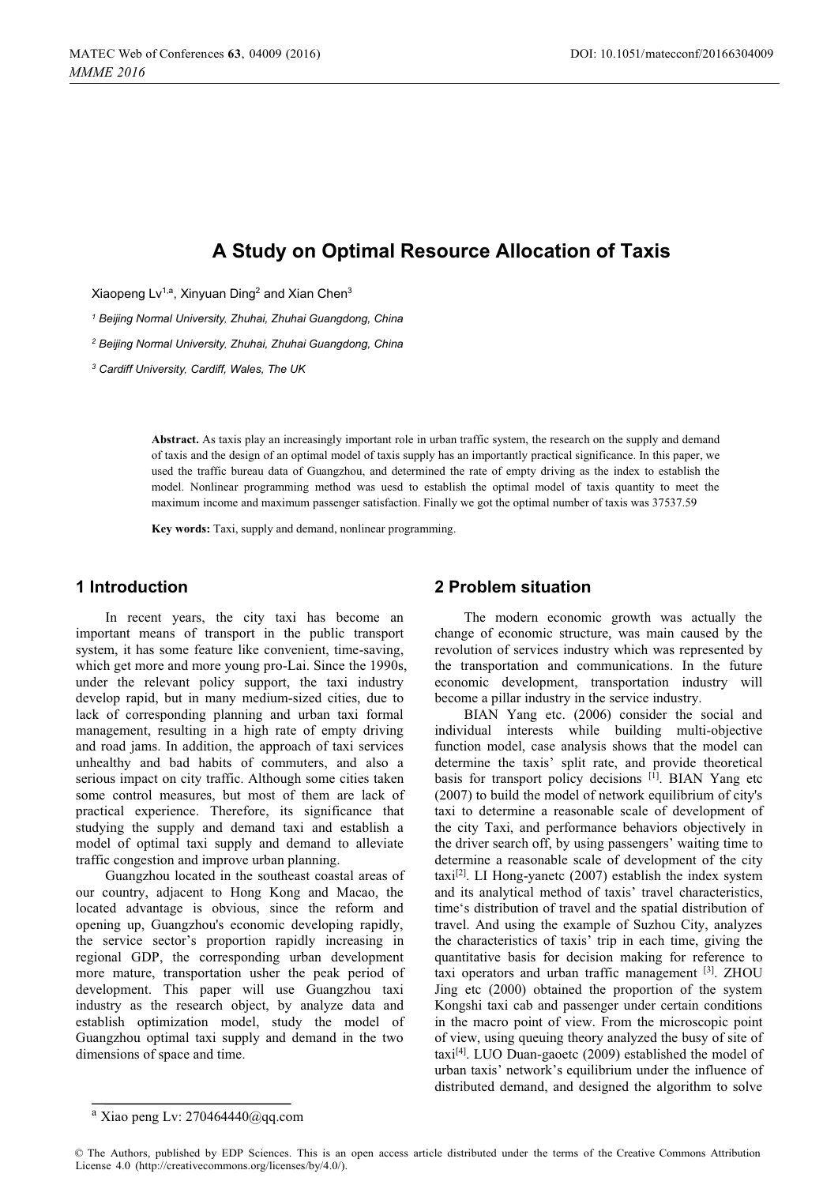# A Study on Optimal Resource Allocation of Taxis

Xiaopeng Lv[1,a], Xinyuan Ding[2] and Xian Chen[3]

[1] Beijing Normal University, Zhuhai, Zhuhai Guangdong, China

[2] Beijing Normal University, Zhuhai, Zhuhai Guangdong, China

[3] Cardiff University, Cardiff, Wales, The UK

**Abstract.** As taxis play an increasingly important role in urban traffic system, the research on the supply and demand of taxis and the design of an optimal model of taxis supply has an importantly practical significance. In this paper, we used the traffic bureau data of Guangzhou, and determined the rate of empty driving as the index to establish the model. Nonlinear programming method was uesd to establish the optimal model of taxis quantity to meet the maximum income and maximum passenger satisfaction. Finally we got the optimal number of taxis was 37537.59

**Key words:** Taxi, supply and demand, nonlinear programming.

## 1 Introduction

In recent years, the city taxi has become an important means of transport in the public transport system, it has some feature like convenient, time-saving, which get more and more young pro-Lai. Since the 1990s, under the relevant policy support, the taxi industry develop rapid, but in many medium-sized cities, due to lack of corresponding planning and urban taxi formal management, resulting in a high rate of empty driving and road jams. In addition, the approach of taxi services unhealthy and bad habits of commuters, and also a serious impact on city traffic. Although some cities taken some control measures, but most of them are lack of practical experience. Therefore, its significance that studying the supply and demand taxi and establish a model of optimal taxi supply and demand to alleviate traffic congestion and improve urban planning.

Guangzhou located in the southeast coastal areas of our country, adjacent to Hong Kong and Macao, the located advantage is obvious, since the reform and opening up, Guangzhou's economic developing rapidly, the service sector's proportion rapidly increasing in regional GDP, the corresponding urban development more mature, transportation usher the peak period of development. This paper will use Guangzhou taxi industry as the research object, by analyze data and establish optimization model, study the model of Guangzhou optimal taxi supply and demand in the two dimensions of space and time.

## 2 Problem situation

The modern economic growth was actually the change of economic structure, was main caused by the revolution of services industry which was represented by the transportation and communications. In the future economic development, transportation industry will become a pillar industry in the service industry.

BIAN Yang etc. (2006) consider the social and individual interests while building multi-objective function model, case analysis shows that the model can determine the taxis' split rate, and provide theoretical basis for transport policy decisions [1]. BIAN Yang etc (2007) to build the model of network equilibrium of city's taxi to determine a reasonable scale of development of the city Taxi, and performance behaviors objectively in the driver search off, by using passengers' waiting time to determine a reasonable scale of development of the city taxi[2]. LI Hong-yanetc (2007) establish the index system and its analytical method of taxis' travel characteristics, time's distribution of travel and the spatial distribution of travel. And using the example of Suzhou City, analyzes the characteristics of taxis' trip in each time, giving the quantitative basis for decision making for reference to taxi operators and urban traffic management [3]. ZHOU Jing etc (2000) obtained the proportion of the system Kongshi taxi cab and passenger under certain conditions in the macro point of view. From the microscopic point of view, using queuing theory analyzed the busy of site of taxi[4]. LUO Duan-gaoetc (2009) established the model of urban taxis' network's equilibrium under the influence of distributed demand, and designed the algorithm to solve

[a] Xiao peng Lv: 270464440@qq.com

© The Authors, published by EDP Sciences. This is an open access article distributed under the terms of the Creative Commons Attribution License 4.0 (http://creativecommons.org/licenses/by/4.0/).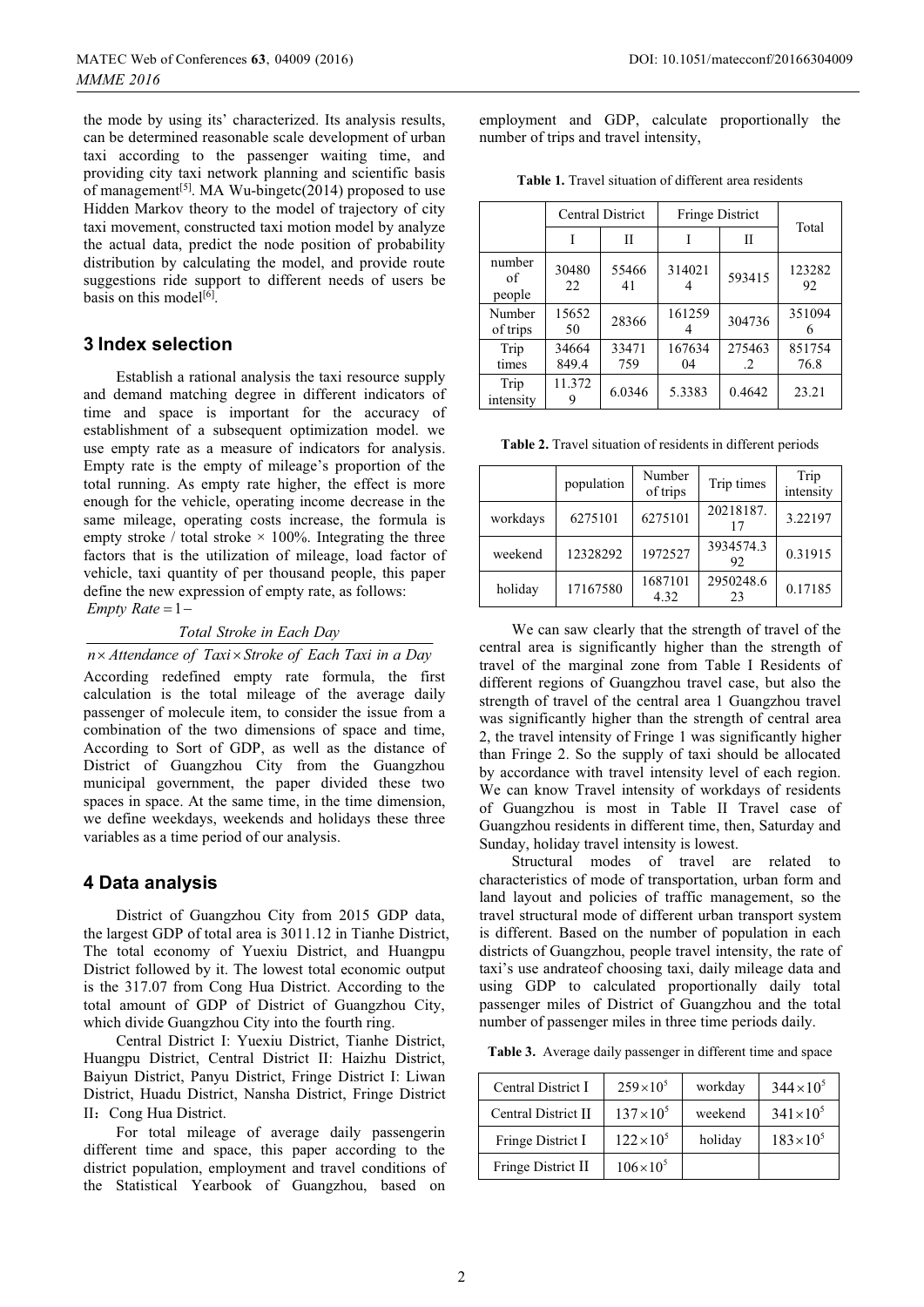the mode by using its' characterized. Its analysis results, can be determined reasonable scale development of urban taxi according to the passenger waiting time, and providing city taxi network planning and scientific basis of management[5]. MA Wu-bingetc(2014) proposed to use Hidden Markov theory to the model of trajectory of city taxi movement, constructed taxi motion model by analyze the actual data, predict the node position of probability distribution by calculating the model, and provide route suggestions ride support to different needs of users be basis on this model[6].

## 3 Index selection

Establish a rational analysis the taxi resource supply and demand matching degree in different indicators of time and space is important for the accuracy of establishment of a subsequent optimization model. we use empty rate as a measure of indicators for analysis. Empty rate is the empty of mileage's proportion of the total running. As empty rate higher, the effect is more enough for the vehicle, operating income decrease in the same mileage, operating costs increase, the formula is empty stroke / total stroke × 100%. Integrating the three factors that is the utilization of mileage, load factor of vehicle, taxi quantity of per thousand people, this paper define the new expression of empty rate, as follows:

$$Empty\ Rate = 1 - \frac{Total\ Stroke\ in\ Each\ Day}{n \times Attendance\ of\ Taxi \times Stroke\ of\ Each\ Taxi\ in\ a\ Day}$$

According redefined empty rate formula, the first calculation is the total mileage of the average daily passenger of molecule item, to consider the issue from a combination of the two dimensions of space and time, According to Sort of GDP, as well as the distance of District of Guangzhou City from the Guangzhou municipal government, the paper divided these two spaces in space. At the same time, in the time dimension, we define weekdays, weekends and holidays these three variables as a time period of our analysis.

## 4 Data analysis

District of Guangzhou City from 2015 GDP data, the largest GDP of total area is 3011.12 in Tianhe District, The total economy of Yuexiu District, and Huangpu District followed by it. The lowest total economic output is the 317.07 from Cong Hua District. According to the total amount of GDP of District of Guangzhou City, which divide Guangzhou City into the fourth ring.

Central District I: Yuexiu District, Tianhe District, Huangpu District, Central District II: Haizhu District, Baiyun District, Panyu District, Fringe District I: Liwan District, Huadu District, Nansha District, Fringe District II：Cong Hua District.

For total mileage of average daily passengerin different time and space, this paper according to the district population, employment and travel conditions of the Statistical Yearbook of Guangzhou, based on employment and GDP, calculate proportionally the number of trips and travel intensity,

**Table 1.** Travel situation of different area residents

| | Central District | | Fringe District | | Total |
|---|---|---|---|---|---|
| | I | II | I | II | |
| number of people | 3048022 | 5546641 | 3140214 | 593415 | 12328292 |
| Number of trips | 1565250 | 28366 | 1612594 | 304736 | 3510946 |
| Trip times | 34664849.4 | 33471759 | 16763404 | 275463.2 | 85175476.8 |
| Trip intensity | 11.3729 | 6.0346 | 5.3383 | 0.4642 | 23.21 |

**Table 2.** Travel situation of residents in different periods

| | population | Number of trips | Trip times | Trip intensity |
|---|---|---|---|---|
| workdays | 6275101 | 6275101 | 20218187.17 | 3.22197 |
| weekend | 12328292 | 1972527 | 3934574.392 | 0.31915 |
| holiday | 17167580 | 1687101 4.32 | 2950248.623 | 0.17185 |

We can saw clearly that the strength of travel of the central area is significantly higher than the strength of travel of the marginal zone from Table I Residents of different regions of Guangzhou travel case, but also the strength of travel of the central area 1 Guangzhou travel was significantly higher than the strength of central area 2, the travel intensity of Fringe 1 was significantly higher than Fringe 2. So the supply of taxi should be allocated by accordance with travel intensity level of each region. We can know Travel intensity of workdays of residents of Guangzhou is most in Table II Travel case of Guangzhou residents in different time, then, Saturday and Sunday, holiday travel intensity is lowest.

Structural modes of travel are related to characteristics of mode of transportation, urban form and land layout and policies of traffic management, so the travel structural mode of different urban transport system is different. Based on the number of population in each districts of Guangzhou, people travel intensity, the rate of taxi's use andrateof choosing taxi, daily mileage data and using GDP to calculated proportionally daily total passenger miles of District of Guangzhou and the total number of passenger miles in three time periods daily.

**Table 3.** Average daily passenger in different time and space

| | | | |
|---|---|---|---|
| Central District I | $259\times10^5$ | workday | $344\times10^5$ |
| Central District II | $137\times10^5$ | weekend | $341\times10^5$ |
| Fringe District I | $122\times10^5$ | holiday | $183\times10^5$ |
| Fringe District II | $106\times10^5$ | | |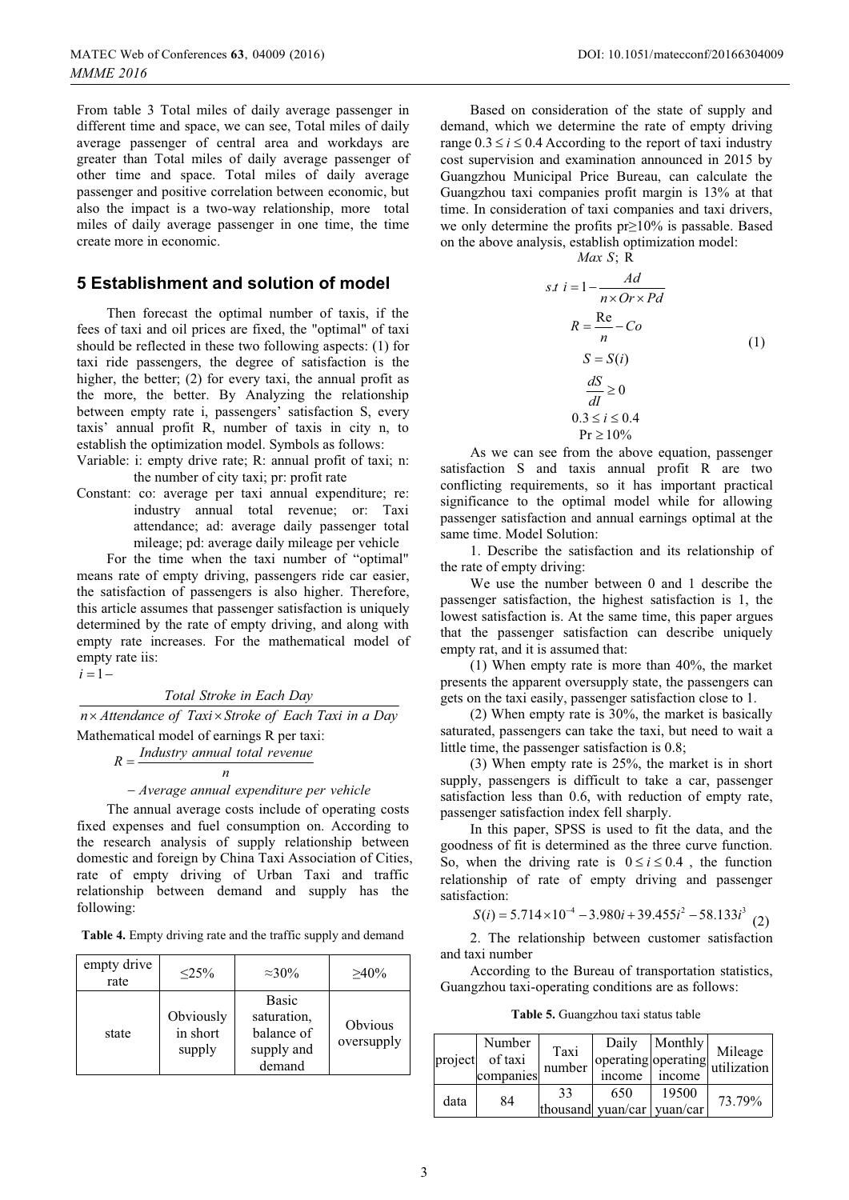From table 3 Total miles of daily average passenger in different time and space, we can see, Total miles of daily average passenger of central area and workdays are greater than Total miles of daily average passenger of other time and space. Total miles of daily average passenger and positive correlation between economic, but also the impact is a two-way relationship, more total miles of daily average passenger in one time, the time create more in economic.

## 5 Establishment and solution of model

Then forecast the optimal number of taxis, if the fees of taxi and oil prices are fixed, the "optimal" of taxi should be reflected in these two following aspects: (1) for taxi ride passengers, the degree of satisfaction is the higher, the better; (2) for every taxi, the annual profit as the more, the better. By Analyzing the relationship between empty rate i, passengers' satisfaction S, every taxis' annual profit R, number of taxis in city n, to establish the optimization model. Symbols as follows:

Variable: i: empty drive rate; R: annual profit of taxi; n: the number of city taxi; pr: profit rate

Constant: co: average per taxi annual expenditure; re: industry annual total revenue; or: Taxi attendance; ad: average daily passenger total mileage; pd: average daily mileage per vehicle

For the time when the taxi number of "optimal" means rate of empty driving, passengers ride car easier, the satisfaction of passengers is also higher. Therefore, this article assumes that passenger satisfaction is uniquely determined by the rate of empty driving, and along with empty rate increases. For the mathematical model of empty rate iis:

$$i = 1 - \frac{Total\ Stroke\ in\ Each\ Day}{n \times Attendance\ of\ Taxi \times Stroke\ of\ Each\ Taxi\ in\ a\ Day}$$

Mathematical model of earnings R per taxi:

$$R = \frac{Industry\ annual\ total\ revenue}{n} - Average\ annual\ expenditure\ per\ vehicle$$

The annual average costs include of operating costs fixed expenses and fuel consumption on. According to the research analysis of supply relationship between domestic and foreign by China Taxi Association of Cities, rate of empty driving of Urban Taxi and traffic relationship between demand and supply has the following:

**Table 4.** Empty driving rate and the traffic supply and demand

| empty drive rate | ≤25% | ≈30% | ≥40% |
| --- | --- | --- | --- |
| state | Obviously in short supply | Basic saturation, balance of supply and demand | Obvious oversupply |

Based on consideration of the state of supply and demand, which we determine the rate of empty driving range $0.3 \le i \le 0.4$ According to the report of taxi industry cost supervision and examination announced in 2015 by Guangzhou Municipal Price Bureau, can calculate the Guangzhou taxi companies profit margin is 13% at that time. In consideration of taxi companies and taxi drivers, we only determine the profits pr≥10% is passable. Based on the above analysis, establish optimization model:

$$
\begin{gathered}
Max\ S;\ R \\
s.t\ i = 1 - \frac{Ad}{n \times Or \times Pd} \\
R = \frac{\text{Re}}{n} - Co \\
S = S(i) \\
\frac{dS}{dI} \ge 0 \\
0.3 \le i \le 0.4 \\
\text{Pr} \ge 10\%
\end{gathered}
\tag{1}
$$

As we can see from the above equation, passenger satisfaction S and taxis annual profit R are two conflicting requirements, so it has important practical significance to the optimal model while for allowing passenger satisfaction and annual earnings optimal at the same time. Model Solution:

1. Describe the satisfaction and its relationship of the rate of empty driving:

We use the number between 0 and 1 describe the passenger satisfaction, the highest satisfaction is 1, the lowest satisfaction is. At the same time, this paper argues that the passenger satisfaction can describe uniquely empty rat, and it is assumed that:

(1) When empty rate is more than 40%, the market presents the apparent oversupply state, the passengers can gets on the taxi easily, passenger satisfaction close to 1.

(2) When empty rate is 30%, the market is basically saturated, passengers can take the taxi, but need to wait a little time, the passenger satisfaction is 0.8;

(3) When empty rate is 25%, the market is in short supply, passengers is difficult to take a car, passenger satisfaction less than 0.6, with reduction of empty rate, passenger satisfaction index fell sharply.

In this paper, SPSS is used to fit the data, and the goodness of fit is determined as the three curve function. So, when the driving rate is $0 \le i \le 0.4$, the function relationship of rate of empty driving and passenger satisfaction:

$$S(i) = 5.714 \times 10^{-4} - 3.980i + 39.455i^2 - 58.133i^3 \tag{2}$$

2. The relationship between customer satisfaction and taxi number

According to the Bureau of transportation statistics, Guangzhou taxi-operating conditions are as follows:

**Table 5.** Guangzhou taxi status table

| project | Number of taxi companies | Taxi number | Daily operating income | Monthly operating income | Mileage utilization |
| --- | --- | --- | --- | --- | --- |
| data | 84 | 33 thousand | 650 yuan/car | 19500 yuan/car | 73.79% |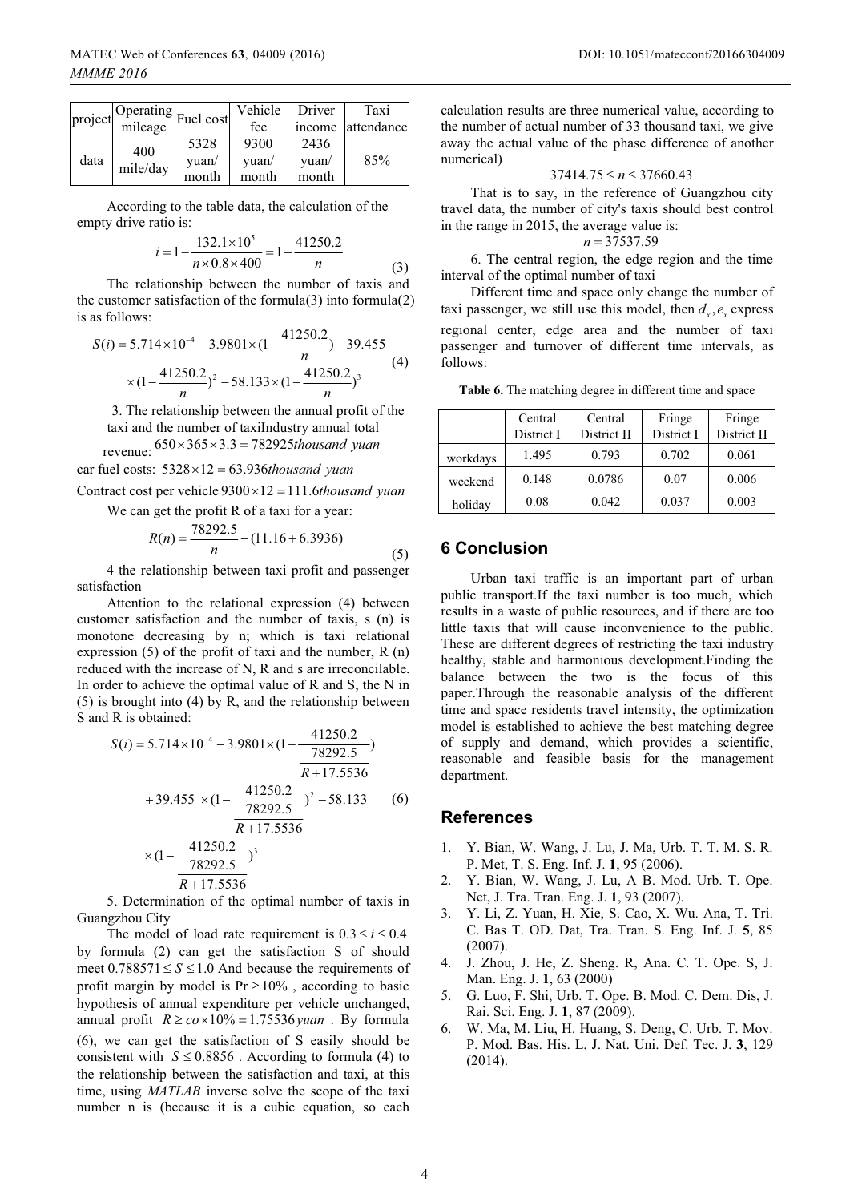| project | Operating mileage | Fuel cost | Vehicle fee | Driver income | Taxi attendance |
|---|---|---|---|---|---|
| data | 400 mile/day | 5328 yuan/ month | 9300 yuan/ month | 2436 yuan/ month | 85% |

According to the table data, the calculation of the empty drive ratio is:

$$i = 1 - \frac{132.1\times10^5}{n\times0.8\times400} = 1 - \frac{41250.2}{n} \tag{3}$$

The relationship between the number of taxis and the customer satisfaction of the formula(3) into formula(2) is as follows:

$$S(i) = 5.714\times10^{-4} - 3.9801\times(1-\frac{41250.2}{n}) + 39.455 \times(1-\frac{41250.2}{n})^2 - 58.133\times(1-\frac{41250.2}{n})^3 \tag{4}$$

3. The relationship between the annual profit of the taxi and the number of taxiIndustry annual total revenue: $650\times365\times3.3 = 782925 thousand\ yuan$

car fuel costs: $5328\times12 = 63.936 thousand\ yuan$

Contract cost per vehicle $9300\times12 = 111.6 thousand\ yuan$

We can get the profit R of a taxi for a year:

$$R(n) = \frac{78292.5}{n} - (11.16 + 6.3936) \tag{5}$$

4 the relationship between taxi profit and passenger satisfaction

Attention to the relational expression (4) between customer satisfaction and the number of taxis, s (n) is monotone decreasing by n; which is taxi relational expression (5) of the profit of taxi and the number, R (n) reduced with the increase of N, R and s are irreconcilable. In order to achieve the optimal value of R and S, the N in (5) is brought into (4) by R, and the relationship between S and R is obtained:

$$S(i) = 5.714\times10^{-4} - 3.9801\times(1-\frac{41250.2}{\frac{78292.5}{R+17.5536}}) + 39.455 \times(1-\frac{41250.2}{\frac{78292.5}{R+17.5536}})^2 - 58.133 \times(1-\frac{41250.2}{\frac{78292.5}{R+17.5536}})^3 \tag{6}$$

5. Determination of the optimal number of taxis in Guangzhou City

The model of load rate requirement is $0.3 \le i \le 0.4$ by formula (2) can get the satisfaction S of should meet $0.788571 \le S \le 1.0$ And because the requirements of profit margin by model is $\Pr \ge 10\%$, according to basic hypothesis of annual expenditure per vehicle unchanged, annual profit $R \ge co\times10\% = 1.75536 yuan$. By formula (6), we can get the satisfaction of S easily should be consistent with $S \le 0.8856$. According to formula (4) to the relationship between the satisfaction and taxi, at this time, using *MATLAB* inverse solve the scope of the taxi number n is (because it is a cubic equation, so each calculation results are three numerical value, according to the number of actual number of 33 thousand taxi, we give away the actual value of the phase difference of another numerical)

$$37414.75 \le n \le 37660.43$$

That is to say, in the reference of Guangzhou city travel data, the number of city's taxis should best control in the range in 2015, the average value is:

$$n = 37537.59$$

6. The central region, the edge region and the time interval of the optimal number of taxi

Different time and space only change the number of taxi passenger, we still use this model, then $d_x, e_x$ express regional center, edge area and the number of taxi passenger and turnover of different time intervals, as follows:

**Table 6.** The matching degree in different time and space

| | Central District I | Central District II | Fringe District I | Fringe District II |
|---|---|---|---|---|
| workdays | 1.495 | 0.793 | 0.702 | 0.061 |
| weekend | 0.148 | 0.0786 | 0.07 | 0.006 |
| holiday | 0.08 | 0.042 | 0.037 | 0.003 |

## 6 Conclusion

Urban taxi traffic is an important part of urban public transport.If the taxi number is too much, which results in a waste of public resources, and if there are too little taxis that will cause inconvenience to the public. These are different degrees of restricting the taxi industry healthy, stable and harmonious development.Finding the balance between the two is the focus of this paper.Through the reasonable analysis of the different time and space residents travel intensity, the optimization model is established to achieve the best matching degree of supply and demand, which provides a scientific, reasonable and feasible basis for the management department.

## References

1. Y. Bian, W. Wang, J. Lu, J. Ma, Urb. T. T. M. S. R. P. Met, T. S. Eng. Inf. J. **1**, 95 (2006).
2. Y. Bian, W. Wang, J. Lu, A B. Mod. Urb. T. Ope. Net, J. Tra. Tran. Eng. J. **1**, 93 (2007).
3. Y. Li, Z. Yuan, H. Xie, S. Cao, X. Wu. Ana, T. Tri. C. Bas T. OD. Dat, Tra. Tran. S. Eng. Inf. J. **5**, 85 (2007).
4. J. Zhou, J. He, Z. Sheng. R, Ana. C. T. Ope. S, J. Man. Eng. J. **1**, 63 (2000)
5. G. Luo, F. Shi, Urb. T. Ope. B. Mod. C. Dem. Dis, J. Rai. Sci. Eng. J. **1**, 87 (2009).
6. W. Ma, M. Liu, H. Huang, S. Deng, C. Urb. T. Mov. P. Mod. Bas. His. L, J. Nat. Uni. Def. Tec. J. **3**, 129 (2014).